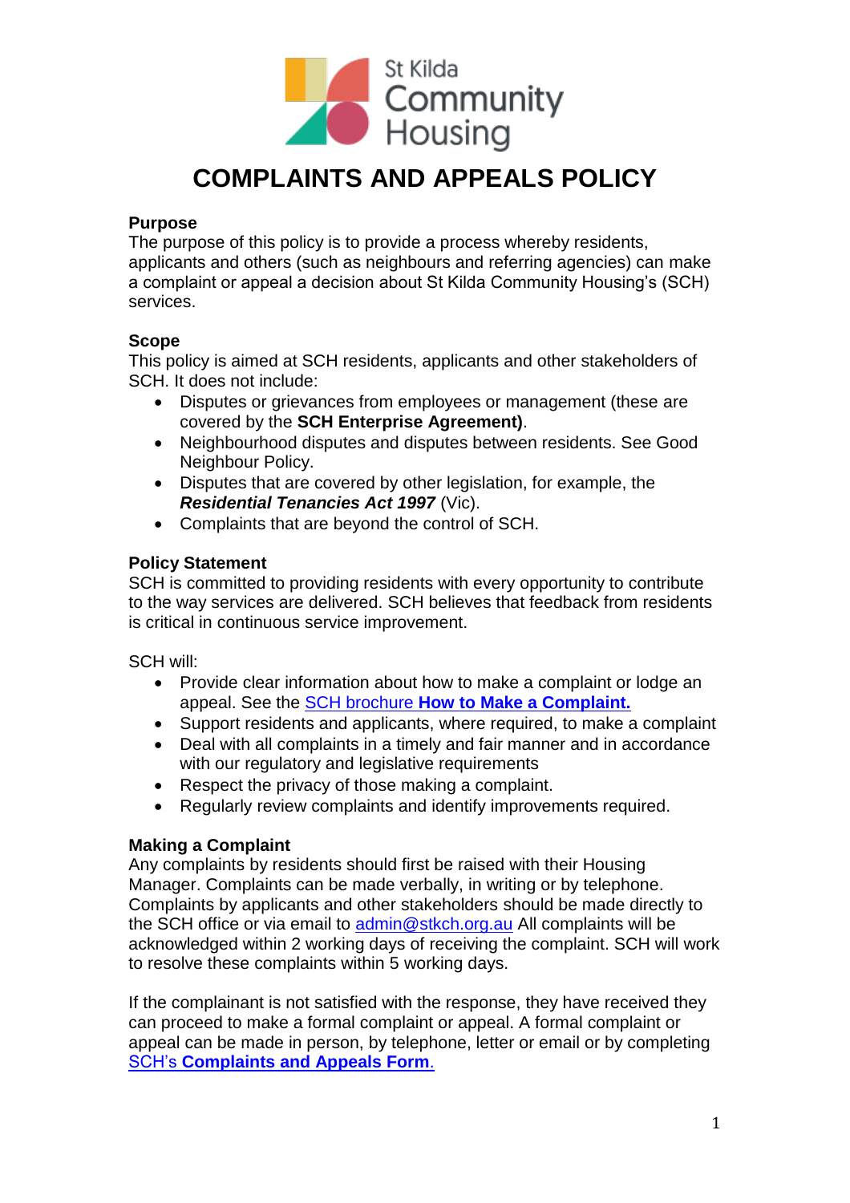St Kilda Community Housing

# COMPLAINTS AND APPEALS POLICY

**Purpose**
The purpose of this policy is to provide a process whereby residents, applicants and others (such as neighbours and referring agencies) can make a complaint or appeal a decision about St Kilda Community Housing's (SCH) services.

**Scope**
This policy is aimed at SCH residents, applicants and other stakeholders of SCH. It does not include:

- Disputes or grievances from employees or management (these are covered by the **SCH Enterprise Agreement)**.
- Neighbourhood disputes and disputes between residents. See Good Neighbour Policy.
- Disputes that are covered by other legislation, for example, the ***Residential Tenancies Act 1997*** (Vic).
- Complaints that are beyond the control of SCH.

**Policy Statement**
SCH is committed to providing residents with every opportunity to contribute to the way services are delivered. SCH believes that feedback from residents is critical in continuous service improvement.

SCH will:

- Provide clear information about how to make a complaint or lodge an appeal. See the SCH brochure **How to Make a Complaint.**
- Support residents and applicants, where required, to make a complaint
- Deal with all complaints in a timely and fair manner and in accordance with our regulatory and legislative requirements
- Respect the privacy of those making a complaint.
- Regularly review complaints and identify improvements required.

**Making a Complaint**
Any complaints by residents should first be raised with their Housing Manager. Complaints can be made verbally, in writing or by telephone. Complaints by applicants and other stakeholders should be made directly to the SCH office or via email to admin@stkch.org.au All complaints will be acknowledged within 2 working days of receiving the complaint. SCH will work to resolve these complaints within 5 working days.

If the complainant is not satisfied with the response, they have received they can proceed to make a formal complaint or appeal. A formal complaint or appeal can be made in person, by telephone, letter or email or by completing SCH's **Complaints and Appeals Form**.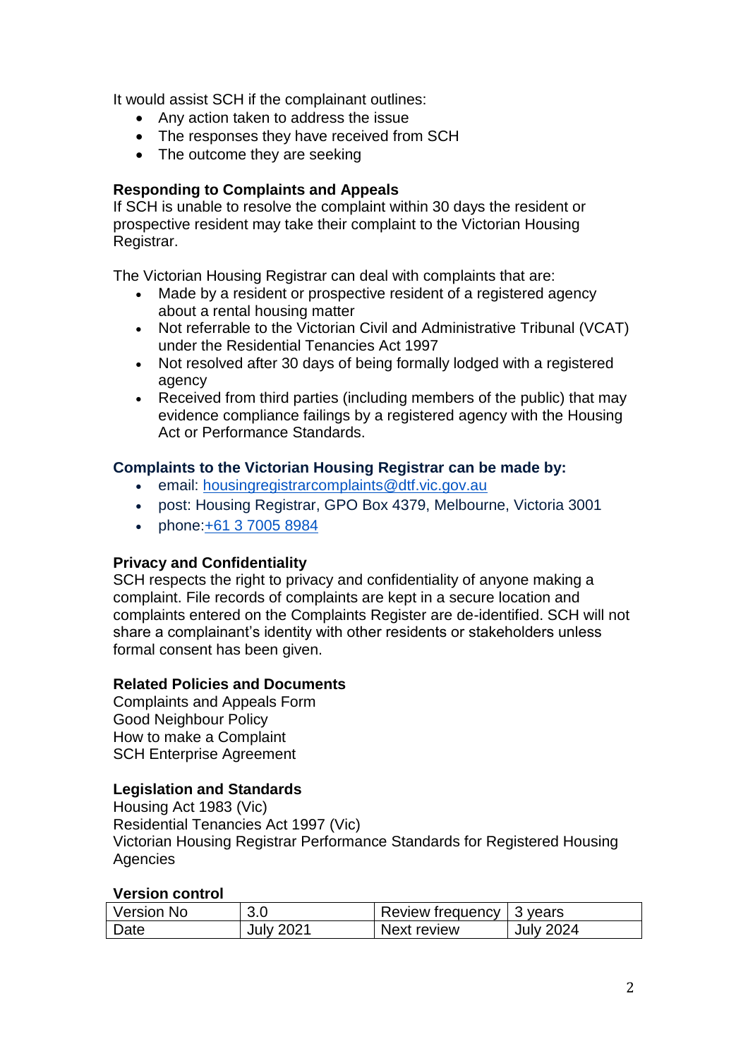It would assist SCH if the complainant outlines:

- Any action taken to address the issue
- The responses they have received from SCH
- The outcome they are seeking

**Responding to Complaints and Appeals**

If SCH is unable to resolve the complaint within 30 days the resident or prospective resident may take their complaint to the Victorian Housing Registrar.

The Victorian Housing Registrar can deal with complaints that are:

- Made by a resident or prospective resident of a registered agency about a rental housing matter
- Not referrable to the Victorian Civil and Administrative Tribunal (VCAT) under the Residential Tenancies Act 1997
- Not resolved after 30 days of being formally lodged with a registered agency
- Received from third parties (including members of the public) that may evidence compliance failings by a registered agency with the Housing Act or Performance Standards.

**Complaints to the Victorian Housing Registrar can be made by:**

- email: housingregistrarcomplaints@dtf.vic.gov.au
- post: Housing Registrar, GPO Box 4379, Melbourne, Victoria 3001
- phone:+61 3 7005 8984

**Privacy and Confidentiality**

SCH respects the right to privacy and confidentiality of anyone making a complaint. File records of complaints are kept in a secure location and complaints entered on the Complaints Register are de-identified. SCH will not share a complainant's identity with other residents or stakeholders unless formal consent has been given.

**Related Policies and Documents**

Complaints and Appeals Form
Good Neighbour Policy
How to make a Complaint
SCH Enterprise Agreement

**Legislation and Standards**

Housing Act 1983 (Vic)
Residential Tenancies Act 1997 (Vic)
Victorian Housing Registrar Performance Standards for Registered Housing Agencies

**Version control**

| | | | |
|---|---|---|---|
| Version No | 3.0 | Review frequency | 3 years |
| Date | July 2021 | Next review | July 2024 |